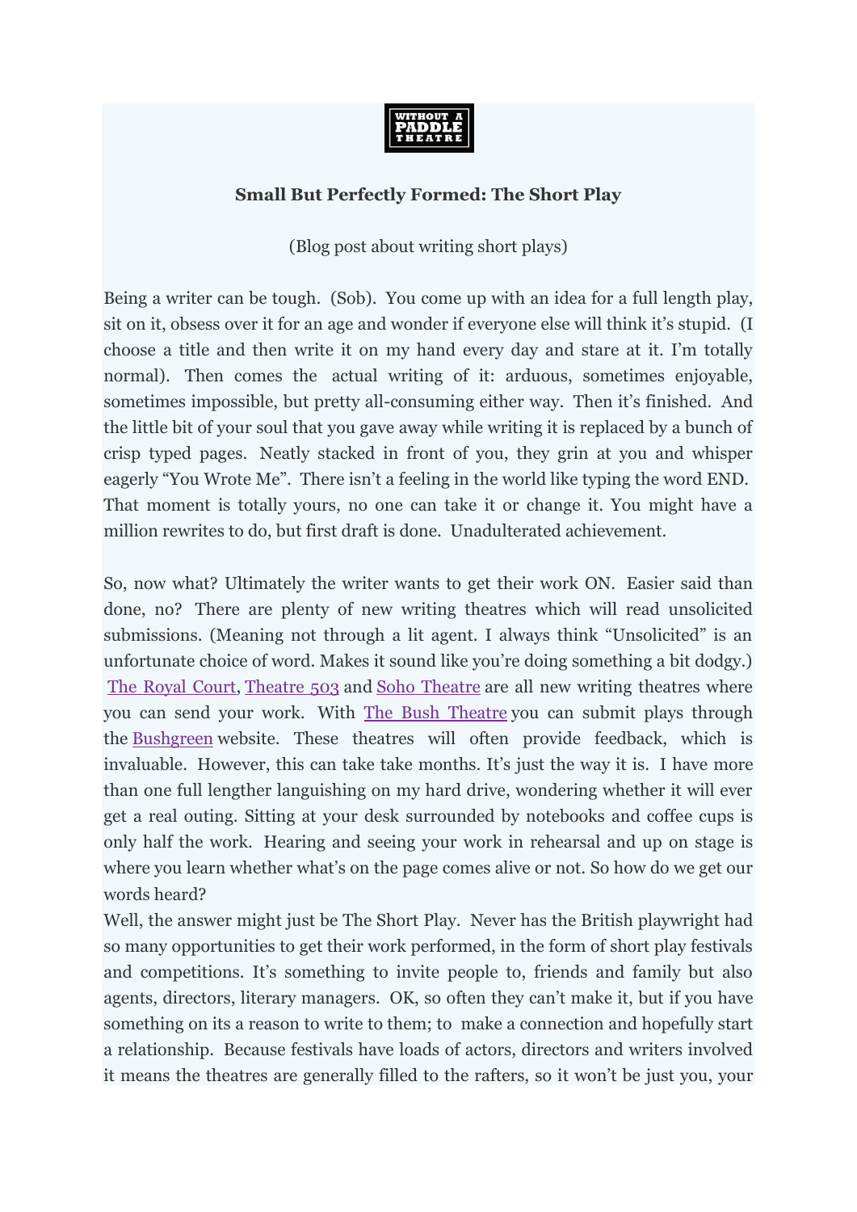WITHOUT A PADDLE THEATRE

## Small But Perfectly Formed: The Short Play

(Blog post about writing short plays)

Being a writer can be tough. (Sob). You come up with an idea for a full length play, sit on it, obsess over it for an age and wonder if everyone else will think it's stupid. (I choose a title and then write it on my hand every day and stare at it. I'm totally normal). Then comes the actual writing of it: arduous, sometimes enjoyable, sometimes impossible, but pretty all-consuming either way. Then it's finished. And the little bit of your soul that you gave away while writing it is replaced by a bunch of crisp typed pages. Neatly stacked in front of you, they grin at you and whisper eagerly "You Wrote Me". There isn't a feeling in the world like typing the word END. That moment is totally yours, no one can take it or change it. You might have a million rewrites to do, but first draft is done. Unadulterated achievement.

So, now what? Ultimately the writer wants to get their work ON. Easier said than done, no? There are plenty of new writing theatres which will read unsolicited submissions. (Meaning not through a lit agent. I always think "Unsolicited" is an unfortunate choice of word. Makes it sound like you're doing something a bit dodgy.) The Royal Court, Theatre 503 and Soho Theatre are all new writing theatres where you can send your work. With The Bush Theatre you can submit plays through the Bushgreen website. These theatres will often provide feedback, which is invaluable. However, this can take take months. It's just the way it is. I have more than one full lengther languishing on my hard drive, wondering whether it will ever get a real outing. Sitting at your desk surrounded by notebooks and coffee cups is only half the work. Hearing and seeing your work in rehearsal and up on stage is where you learn whether what's on the page comes alive or not. So how do we get our words heard?

Well, the answer might just be The Short Play. Never has the British playwright had so many opportunities to get their work performed, in the form of short play festivals and competitions. It's something to invite people to, friends and family but also agents, directors, literary managers. OK, so often they can't make it, but if you have something on its a reason to write to them; to make a connection and hopefully start a relationship. Because festivals have loads of actors, directors and writers involved it means the theatres are generally filled to the rafters, so it won't be just you, your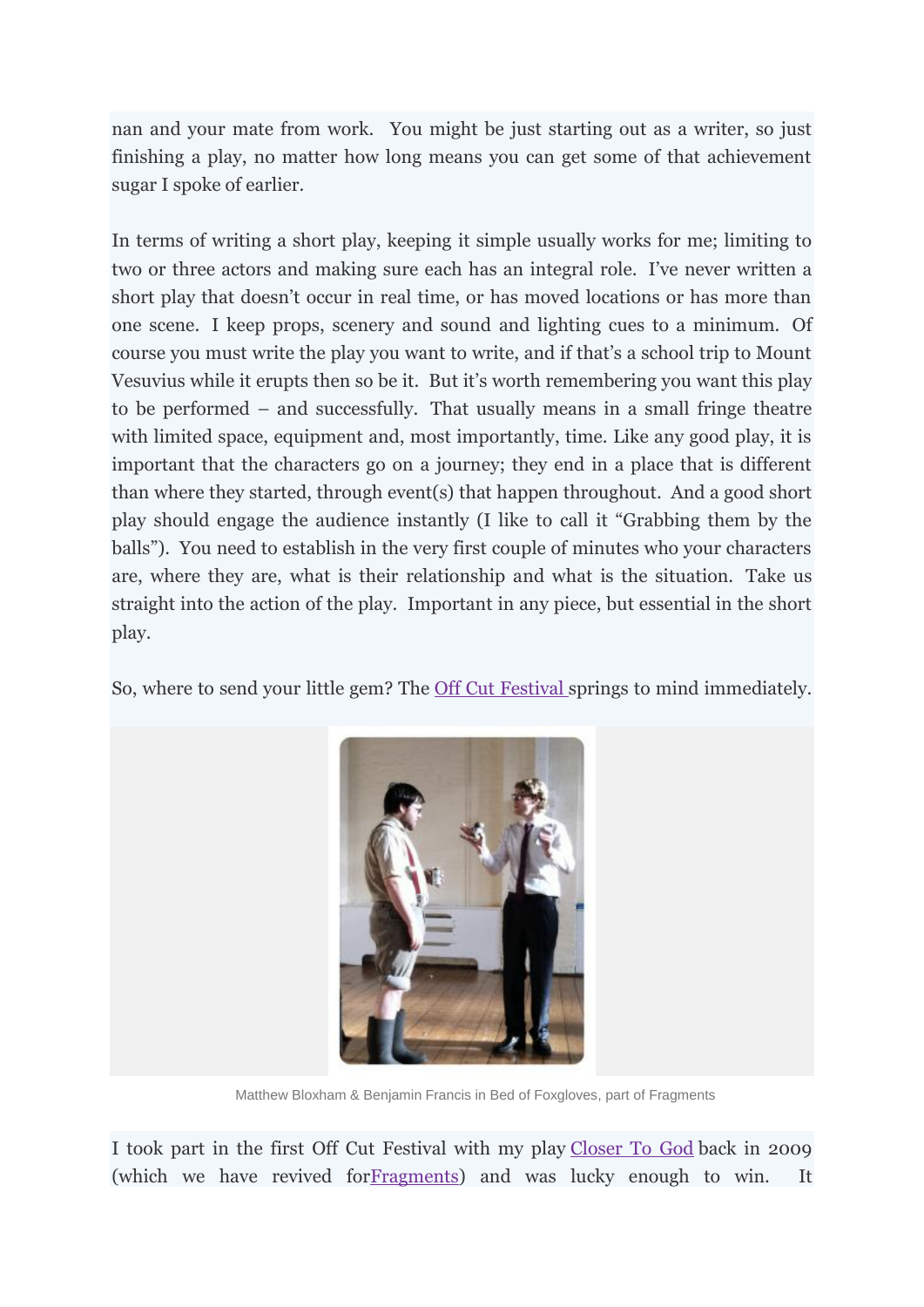nan and your mate from work. You might be just starting out as a writer, so just finishing a play, no matter how long means you can get some of that achievement sugar I spoke of earlier.

In terms of writing a short play, keeping it simple usually works for me; limiting to two or three actors and making sure each has an integral role. I've never written a short play that doesn't occur in real time, or has moved locations or has more than one scene. I keep props, scenery and sound and lighting cues to a minimum. Of course you must write the play you want to write, and if that's a school trip to Mount Vesuvius while it erupts then so be it. But it's worth remembering you want this play to be performed – and successfully. That usually means in a small fringe theatre with limited space, equipment and, most importantly, time. Like any good play, it is important that the characters go on a journey; they end in a place that is different than where they started, through event(s) that happen throughout. And a good short play should engage the audience instantly (I like to call it "Grabbing them by the balls"). You need to establish in the very first couple of minutes who your characters are, where they are, what is their relationship and what is the situation. Take us straight into the action of the play. Important in any piece, but essential in the short play.

So, where to send your little gem? The Off Cut Festival springs to mind immediately.

Matthew Bloxham & Benjamin Francis in Bed of Foxgloves, part of Fragments

I took part in the first Off Cut Festival with my play Closer To God back in 2009 (which we have revived forFragments) and was lucky enough to win. It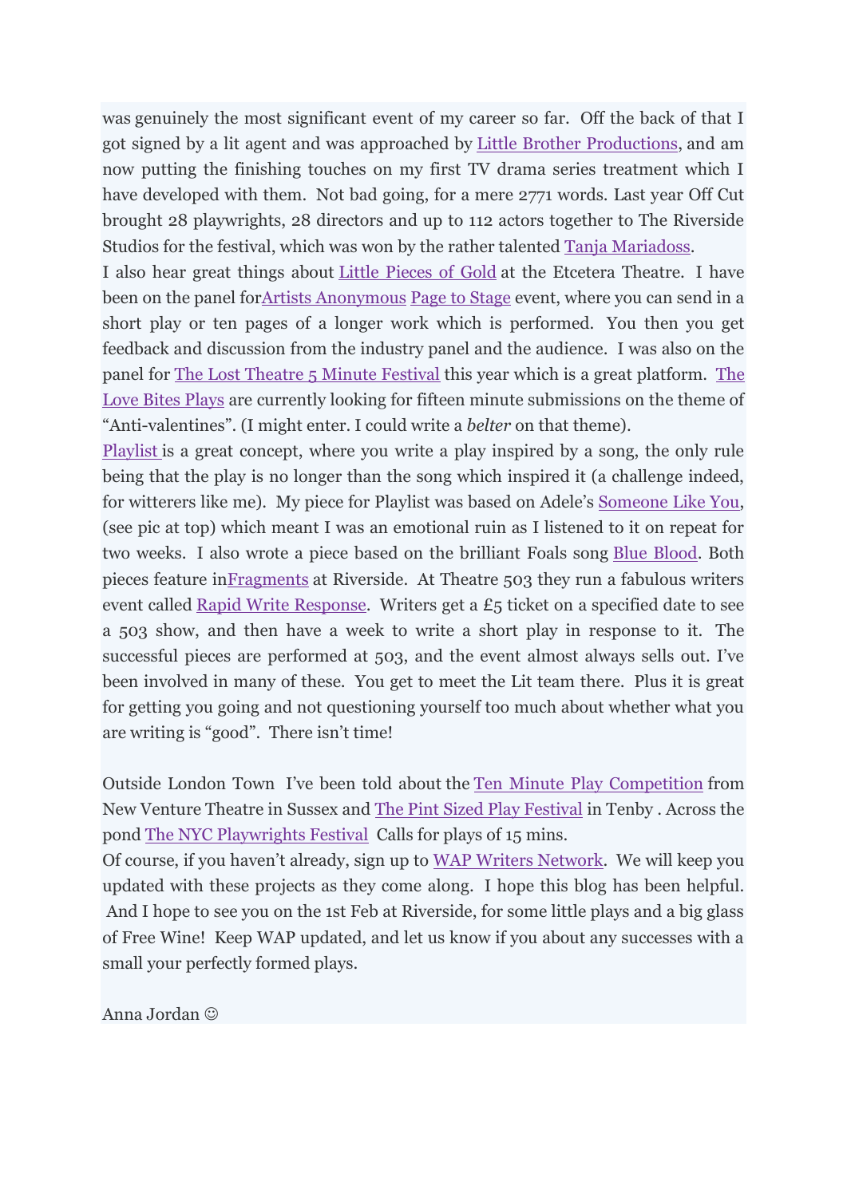was genuinely the most significant event of my career so far. Off the back of that I got signed by a lit agent and was approached by Little Brother Productions, and am now putting the finishing touches on my first TV drama series treatment which I have developed with them. Not bad going, for a mere 2771 words. Last year Off Cut brought 28 playwrights, 28 directors and up to 112 actors together to The Riverside Studios for the festival, which was won by the rather talented Tanja Mariadoss.

I also hear great things about Little Pieces of Gold at the Etcetera Theatre. I have been on the panel forArtists Anonymous Page to Stage event, where you can send in a short play or ten pages of a longer work which is performed. You then you get feedback and discussion from the industry panel and the audience. I was also on the panel for The Lost Theatre 5 Minute Festival this year which is a great platform. The Love Bites Plays are currently looking for fifteen minute submissions on the theme of "Anti-valentines". (I might enter. I could write a *belter* on that theme).

Playlist is a great concept, where you write a play inspired by a song, the only rule being that the play is no longer than the song which inspired it (a challenge indeed, for witterers like me). My piece for Playlist was based on Adele's Someone Like You, (see pic at top) which meant I was an emotional ruin as I listened to it on repeat for two weeks. I also wrote a piece based on the brilliant Foals song Blue Blood. Both pieces feature inFragments at Riverside. At Theatre 503 they run a fabulous writers event called Rapid Write Response. Writers get a £5 ticket on a specified date to see a 503 show, and then have a week to write a short play in response to it. The successful pieces are performed at 503, and the event almost always sells out. I've been involved in many of these. You get to meet the Lit team there. Plus it is great for getting you going and not questioning yourself too much about whether what you are writing is "good". There isn't time!

Outside London Town I've been told about the Ten Minute Play Competition from New Venture Theatre in Sussex and The Pint Sized Play Festival in Tenby . Across the pond The NYC Playwrights Festival Calls for plays of 15 mins.

Of course, if you haven't already, sign up to WAP Writers Network. We will keep you updated with these projects as they come along. I hope this blog has been helpful. And I hope to see you on the 1st Feb at Riverside, for some little plays and a big glass of Free Wine! Keep WAP updated, and let us know if you about any successes with a small your perfectly formed plays.

Anna Jordan ☺